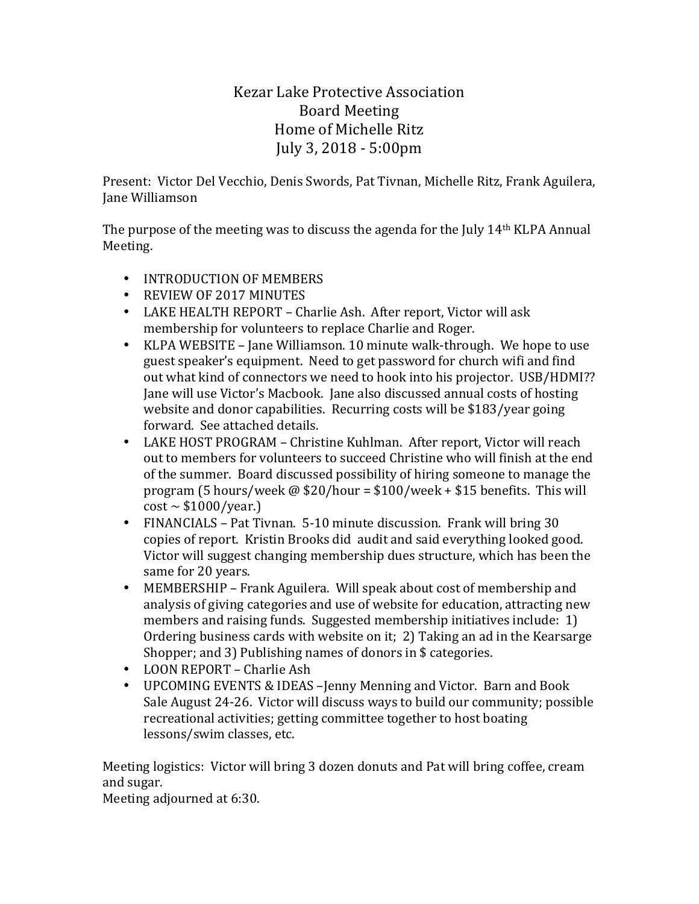# Kezar Lake Protective Association
## Board Meeting
## Home of Michelle Ritz
## July 3, 2018 - 5:00pm

Present: Victor Del Vecchio, Denis Swords, Pat Tivnan, Michelle Ritz, Frank Aguilera, Jane Williamson

The purpose of the meeting was to discuss the agenda for the July 14th KLPA Annual Meeting.

- INTRODUCTION OF MEMBERS
- REVIEW OF 2017 MINUTES
- LAKE HEALTH REPORT – Charlie Ash. After report, Victor will ask membership for volunteers to replace Charlie and Roger.
- KLPA WEBSITE – Jane Williamson. 10 minute walk-through. We hope to use guest speaker's equipment. Need to get password for church wifi and find out what kind of connectors we need to hook into his projector. USB/HDMI?? Jane will use Victor's Macbook. Jane also discussed annual costs of hosting website and donor capabilities. Recurring costs will be $183/year going forward. See attached details.
- LAKE HOST PROGRAM – Christine Kuhlman. After report, Victor will reach out to members for volunteers to succeed Christine who will finish at the end of the summer. Board discussed possibility of hiring someone to manage the program (5 hours/week @ $20/hour = $100/week + $15 benefits. This will cost ~ $1000/year.)
- FINANCIALS – Pat Tivnan. 5-10 minute discussion. Frank will bring 30 copies of report. Kristin Brooks did audit and said everything looked good. Victor will suggest changing membership dues structure, which has been the same for 20 years.
- MEMBERSHIP – Frank Aguilera. Will speak about cost of membership and analysis of giving categories and use of website for education, attracting new members and raising funds. Suggested membership initiatives include: 1) Ordering business cards with website on it; 2) Taking an ad in the Kearsarge Shopper; and 3) Publishing names of donors in $ categories.
- LOON REPORT – Charlie Ash
- UPCOMING EVENTS & IDEAS –Jenny Menning and Victor. Barn and Book Sale August 24-26. Victor will discuss ways to build our community; possible recreational activities; getting committee together to host boating lessons/swim classes, etc.

Meeting logistics: Victor will bring 3 dozen donuts and Pat will bring coffee, cream and sugar.

Meeting adjourned at 6:30.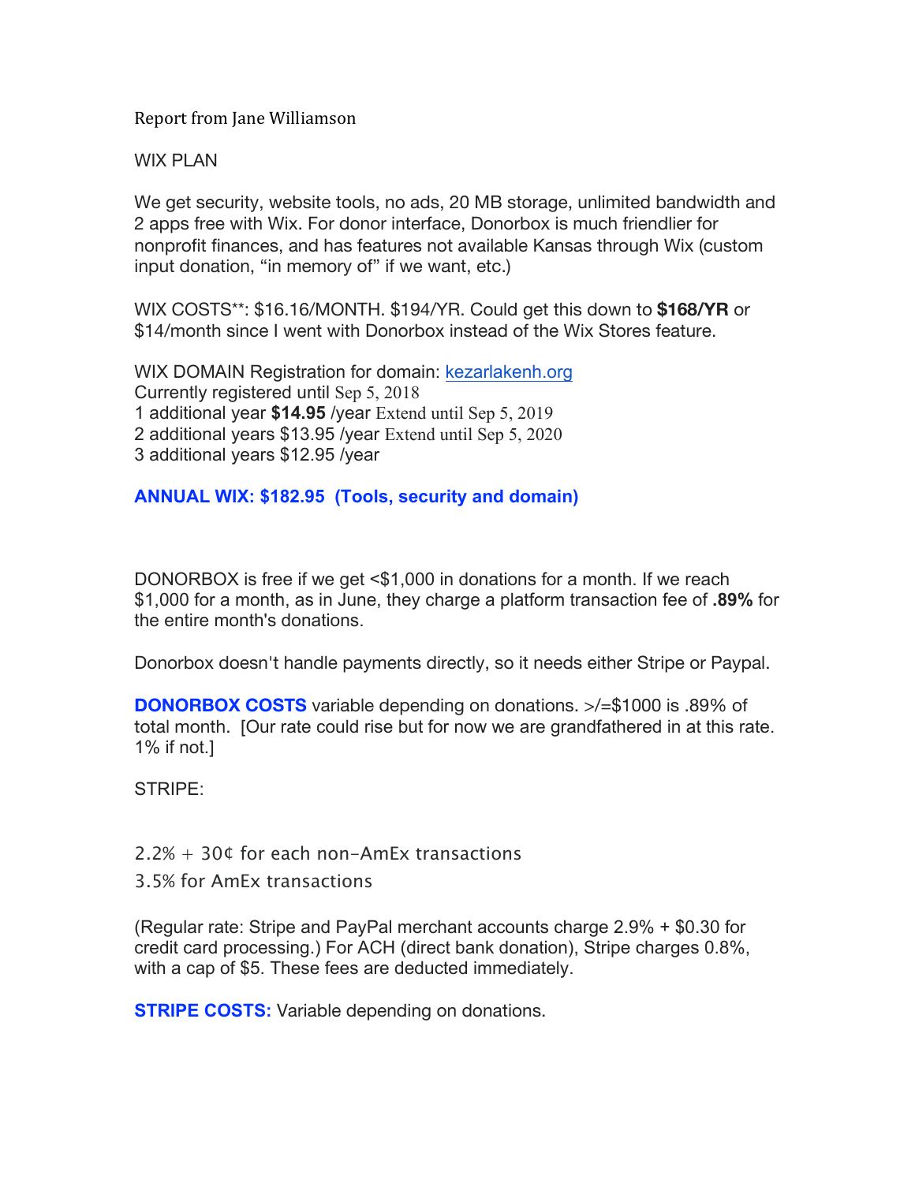Report from Jane Williamson

WIX PLAN

We get security, website tools, no ads, 20 MB storage, unlimited bandwidth and 2 apps free with Wix. For donor interface, Donorbox is much friendlier for nonprofit finances, and has features not available Kansas through Wix (custom input donation, "in memory of" if we want, etc.)

WIX COSTS**: $16.16/MONTH. $194/YR. Could get this down to **$168/YR** or $14/month since I went with Donorbox instead of the Wix Stores feature.

WIX DOMAIN Registration for domain: kezarlakenh.org
Currently registered until Sep 5, 2018
1 additional year **$14.95** /year Extend until Sep 5, 2019
2 additional years $13.95 /year Extend until Sep 5, 2020
3 additional years $12.95 /year

**ANNUAL WIX: $182.95 (Tools, security and domain)**

DONORBOX is free if we get <$1,000 in donations for a month. If we reach $1,000 for a month, as in June, they charge a platform transaction fee of **.89%** for the entire month's donations.

Donorbox doesn't handle payments directly, so it needs either Stripe or Paypal.

**DONORBOX COSTS** variable depending on donations. >/=$1000 is .89% of total month. [Our rate could rise but for now we are grandfathered in at this rate. 1% if not.]

STRIPE:

2.2% + 30¢ for each non-AmEx transactions
3.5% for AmEx transactions

(Regular rate: Stripe and PayPal merchant accounts charge 2.9% + $0.30 for credit card processing.) For ACH (direct bank donation), Stripe charges 0.8%, with a cap of $5. These fees are deducted immediately.

**STRIPE COSTS:** Variable depending on donations.